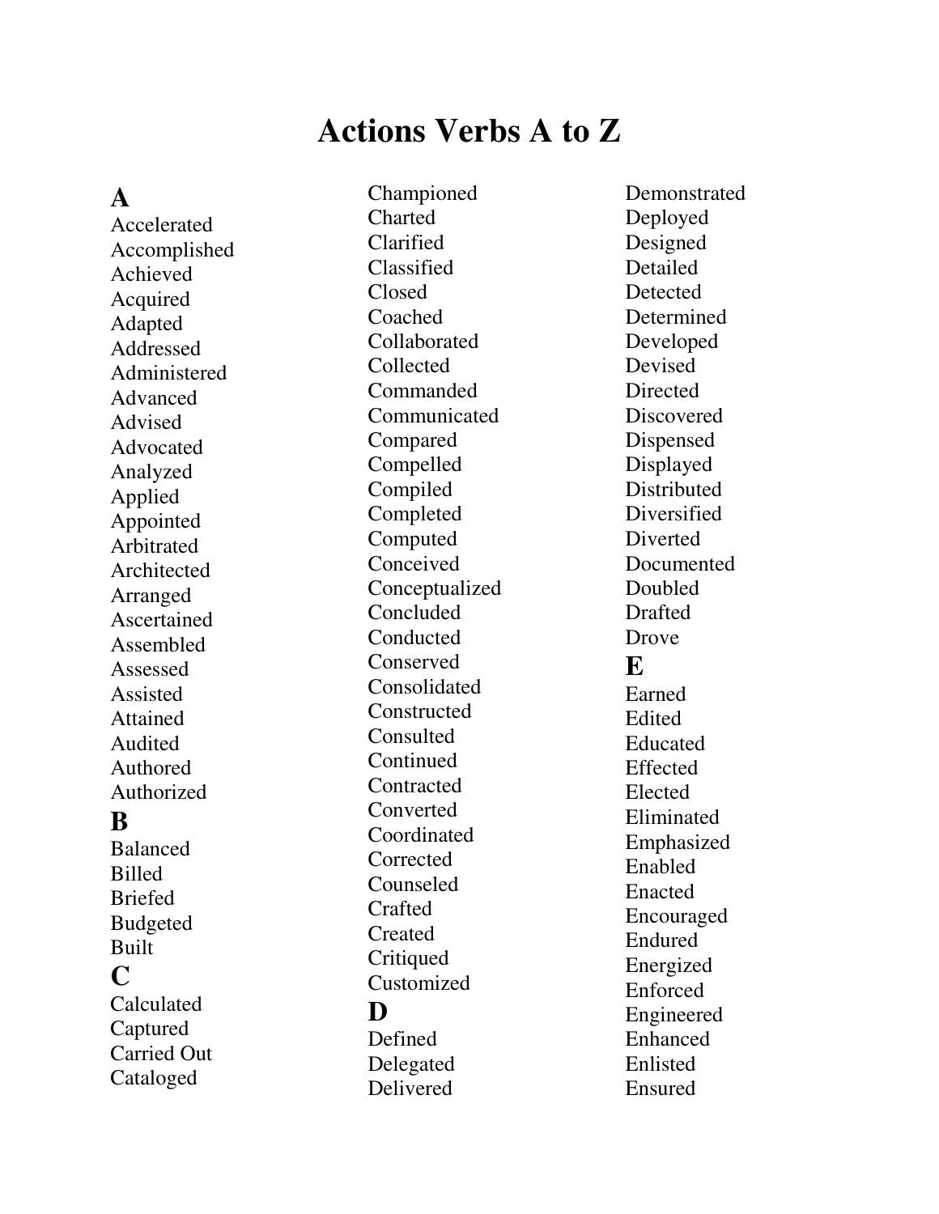# Actions Verbs A to Z

## A

Accelerated
Accomplished
Achieved
Acquired
Adapted
Addressed
Administered
Advanced
Advised
Advocated
Analyzed
Applied
Appointed
Arbitrated
Architected
Arranged
Ascertained
Assembled
Assessed
Assisted
Attained
Audited
Authored
Authorized

## B

Balanced
Billed
Briefed
Budgeted
Built

## C

Calculated
Captured
Carried Out
Cataloged
Championed
Charted
Clarified
Classified
Closed
Coached
Collaborated
Collected
Commanded
Communicated
Compared
Compelled
Compiled
Completed
Computed
Conceived
Conceptualized
Concluded
Conducted
Conserved
Consolidated
Constructed
Consulted
Continued
Contracted
Converted
Coordinated
Corrected
Counseled
Crafted
Created
Critiqued
Customized

## D

Defined
Delegated
Delivered
Demonstrated
Deployed
Designed
Detailed
Detected
Determined
Developed
Devised
Directed
Discovered
Dispensed
Displayed
Distributed
Diversified
Diverted
Documented
Doubled
Drafted
Drove

## E

Earned
Edited
Educated
Effected
Elected
Eliminated
Emphasized
Enabled
Enacted
Encouraged
Endured
Energized
Enforced
Engineered
Enhanced
Enlisted
Ensured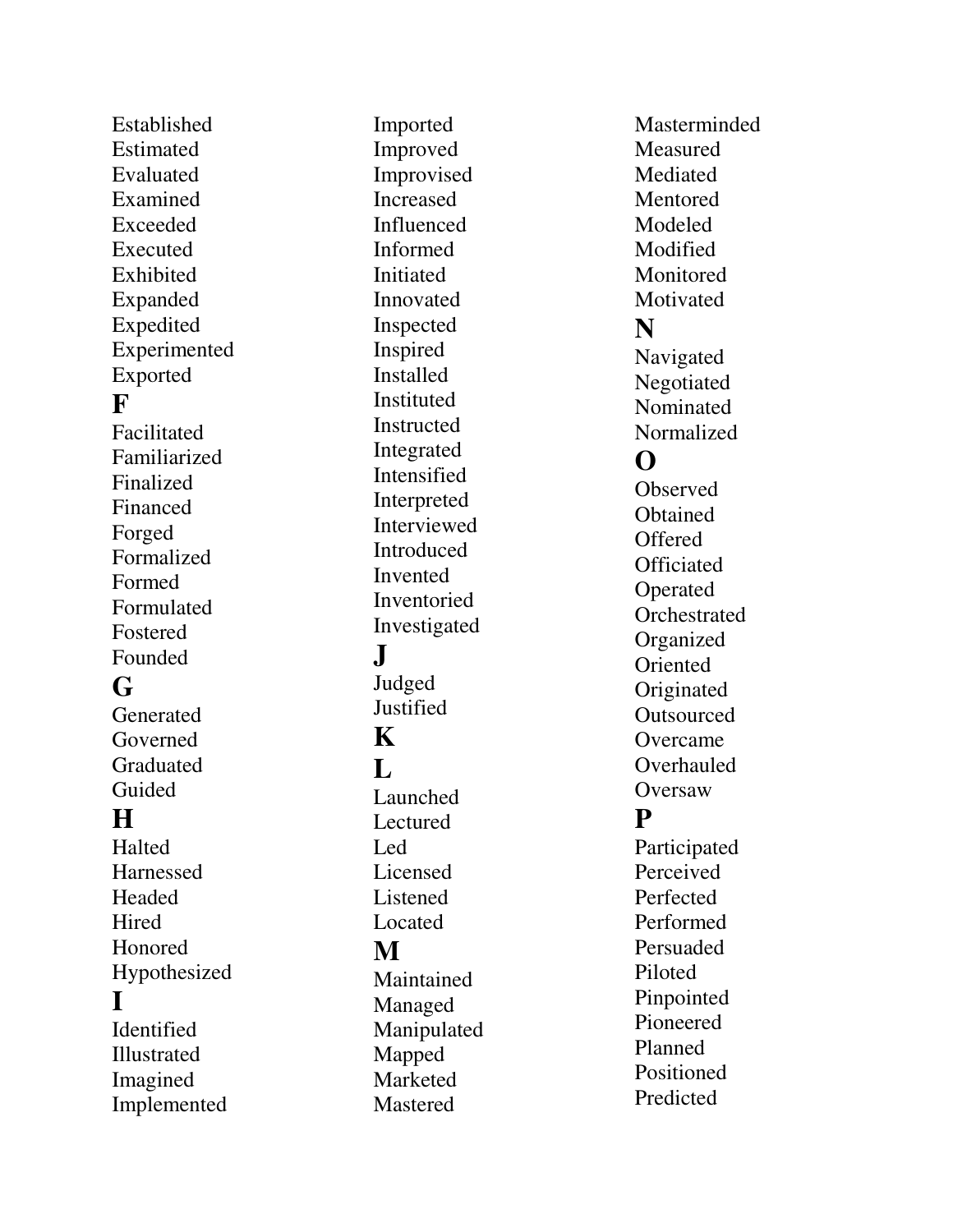Established
Estimated
Evaluated
Examined
Exceeded
Executed
Exhibited
Expanded
Expedited
Experimented
Exported

## F

Facilitated
Familiarized
Finalized
Financed
Forged
Formalized
Formed
Formulated
Fostered
Founded

## G

Generated
Governed
Graduated
Guided

## H

Halted
Harnessed
Headed
Hired
Honored
Hypothesized

## I

Identified
Illustrated
Imagined
Implemented
Imported
Improved
Improvised
Increased
Influenced
Informed
Initiated
Innovated
Inspected
Inspired
Installed
Instituted
Instructed
Integrated
Intensified
Interpreted
Interviewed
Introduced
Invented
Inventoried
Investigated

## J

Judged
Justified

## K

## L

Launched
Lectured
Led
Licensed
Listened
Located

## M

Maintained
Managed
Manipulated
Mapped
Marketed
Mastered
Masterminded
Measured
Mediated
Mentored
Modeled
Modified
Monitored
Motivated

## N

Navigated
Negotiated
Nominated
Normalized

## O

Observed
Obtained
Offered
Officiated
Operated
Orchestrated
Organized
Oriented
Originated
Outsourced
Overcame
Overhauled
Oversaw

## P

Participated
Perceived
Perfected
Performed
Persuaded
Piloted
Pinpointed
Pioneered
Planned
Positioned
Predicted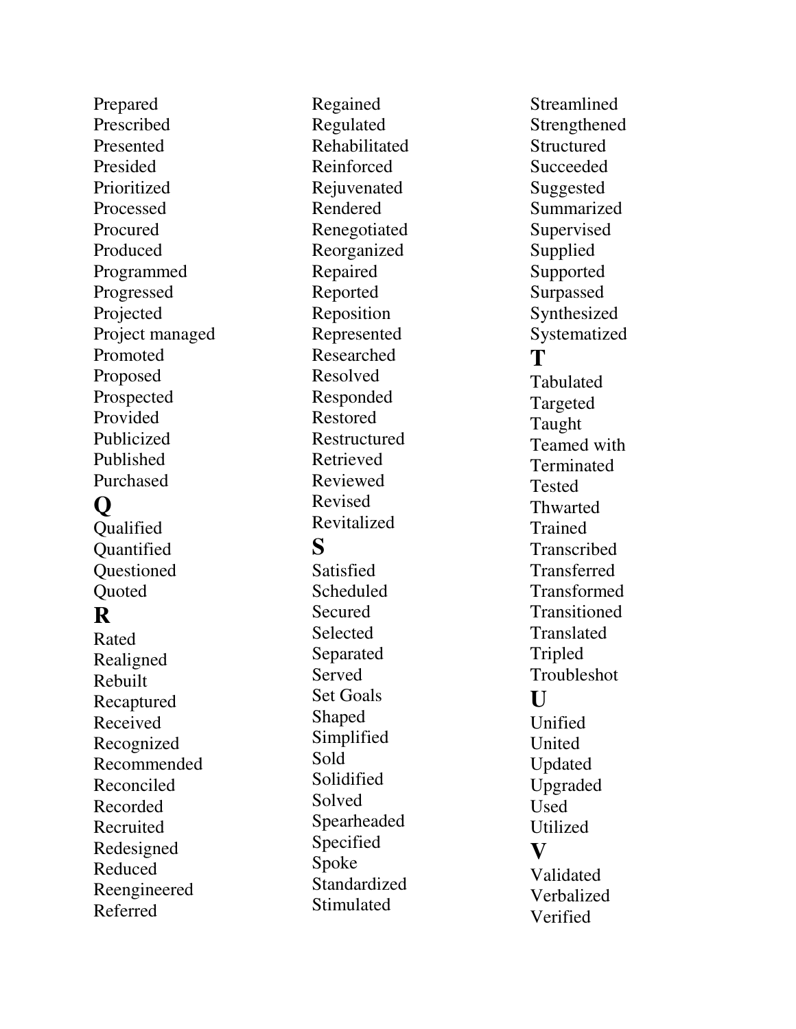Prepared
Prescribed
Presented
Presided
Prioritized
Processed
Procured
Produced
Programmed
Progressed
Projected
Project managed
Promoted
Proposed
Prospected
Provided
Publicized
Published
Purchased

## Q

Qualified
Quantified
Questioned
Quoted

## R

Rated
Realigned
Rebuilt
Recaptured
Received
Recognized
Recommended
Reconciled
Recorded
Recruited
Redesigned
Reduced
Reengineered
Referred
Regained
Regulated
Rehabilitated
Reinforced
Rejuvenated
Rendered
Renegotiated
Reorganized
Repaired
Reported
Reposition
Represented
Researched
Resolved
Responded
Restored
Restructured
Retrieved
Reviewed
Revised
Revitalized

## S

Satisfied
Scheduled
Secured
Selected
Separated
Served
Set Goals
Shaped
Simplified
Sold
Solidified
Solved
Spearheaded
Specified
Spoke
Standardized
Stimulated
Streamlined
Strengthened
Structured
Succeeded
Suggested
Summarized
Supervised
Supplied
Supported
Surpassed
Synthesized
Systematized

## T

Tabulated
Targeted
Taught
Teamed with
Terminated
Tested
Thwarted
Trained
Transcribed
Transferred
Transformed
Transitioned
Translated
Tripled
Troubleshot

## U

Unified
United
Updated
Upgraded
Used
Utilized

## V

Validated
Verbalized
Verified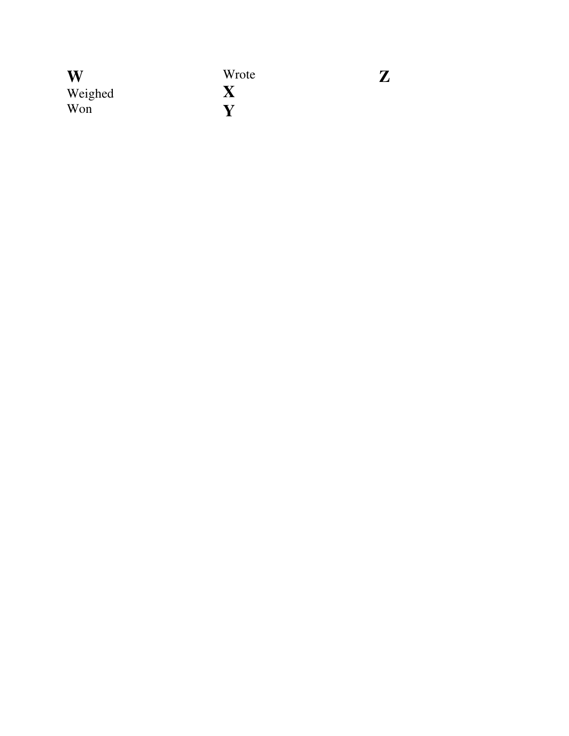**W**

Weighed

Won

Wrote

**X**

**Y**

**Z**